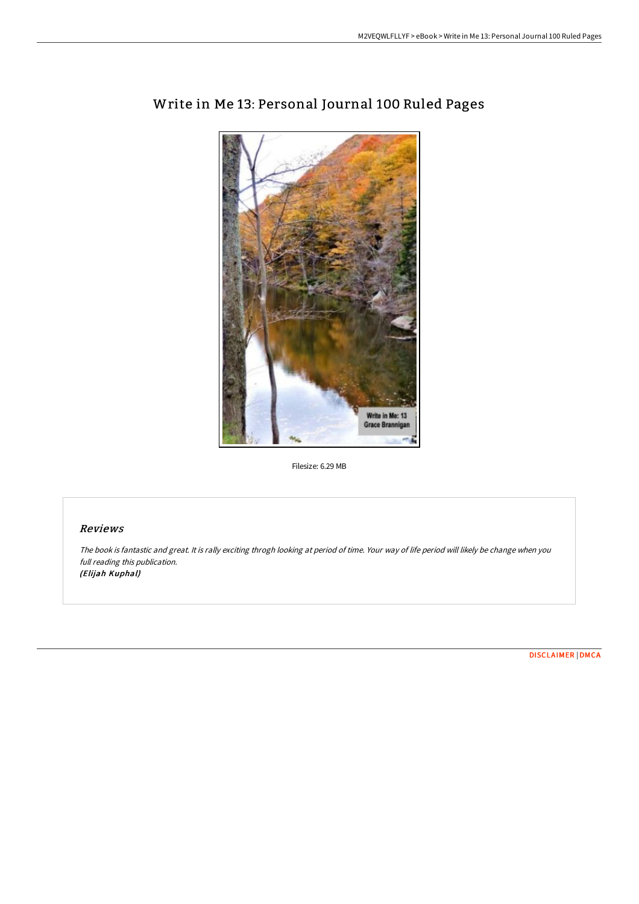# Write in Me 13: Personal Journal 100 Ruled Pages

Filesize: 6.29 MB

## Reviews

*The book is fantastic and great. It is rally exciting throgh looking at period of time. Your way of life period will likely be change when you full reading this publication.*
*(Elijah Kuphal)*

DISCLAIMER | DMCA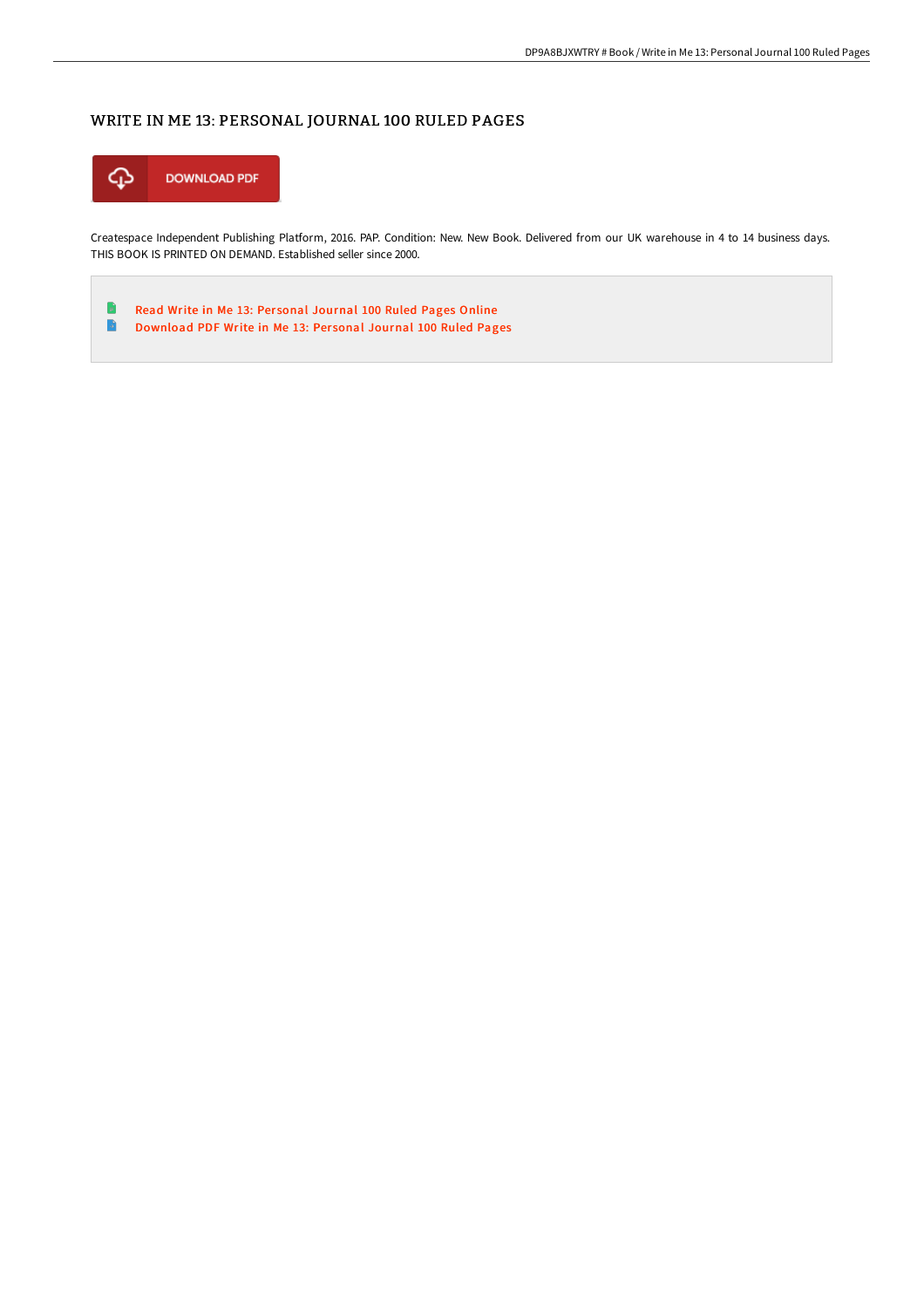# WRITE IN ME 13: PERSONAL JOURNAL 100 RULED PAGES

DOWNLOAD PDF

Createspace Independent Publishing Platform, 2016. PAP. Condition: New. New Book. Delivered from our UK warehouse in 4 to 14 business days. THIS BOOK IS PRINTED ON DEMAND. Established seller since 2000.

- Read Write in Me 13: Personal Journal 100 Ruled Pages Online
- Download PDF Write in Me 13: Personal Journal 100 Ruled Pages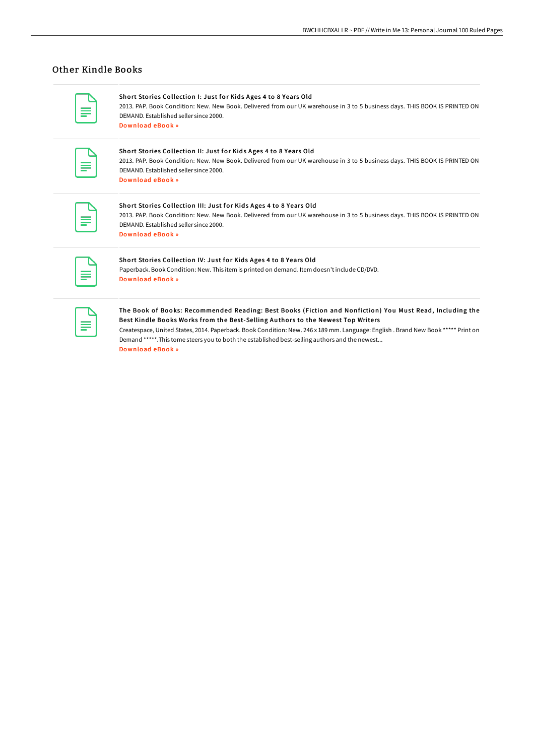## Other Kindle Books

**Short Stories Collection I: Just for Kids Ages 4 to 8 Years Old**

2013. PAP. Book Condition: New. New Book. Delivered from our UK warehouse in 3 to 5 business days. THIS BOOK IS PRINTED ON DEMAND. Established seller since 2000.

Download eBook »

**Short Stories Collection II: Just for Kids Ages 4 to 8 Years Old**

2013. PAP. Book Condition: New. New Book. Delivered from our UK warehouse in 3 to 5 business days. THIS BOOK IS PRINTED ON DEMAND. Established seller since 2000.

Download eBook »

**Short Stories Collection III: Just for Kids Ages 4 to 8 Years Old**

2013. PAP. Book Condition: New. New Book. Delivered from our UK warehouse in 3 to 5 business days. THIS BOOK IS PRINTED ON DEMAND. Established seller since 2000.

Download eBook »

**Short Stories Collection IV: Just for Kids Ages 4 to 8 Years Old**

Paperback. Book Condition: New. This item is printed on demand. Item doesn't include CD/DVD.

Download eBook »

**The Book of Books: Recommended Reading: Best Books (Fiction and Nonfiction) You Must Read, Including the Best Kindle Books Works from the Best-Selling Authors to the Newest Top Writers**

Createspace, United States, 2014. Paperback. Book Condition: New. 246 x 189 mm. Language: English . Brand New Book ***** Print on Demand *****.This tome steers you to both the established best-selling authors and the newest...

Download eBook »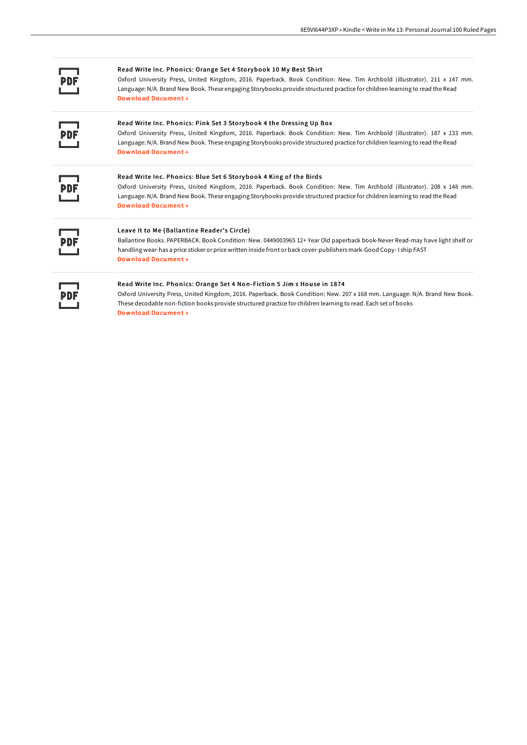### Read Write Inc. Phonics: Orange Set 4 Storybook 10 My Best Shirt

Oxford University Press, United Kingdom, 2016. Paperback. Book Condition: New. Tim Archbold (illustrator). 211 x 147 mm. Language: N/A. Brand New Book. These engaging Storybooks provide structured practice for children learning to read the Read

Download Document »

### Read Write Inc. Phonics: Pink Set 3 Storybook 4 the Dressing Up Box

Oxford University Press, United Kingdom, 2016. Paperback. Book Condition: New. Tim Archbold (illustrator). 187 x 133 mm. Language: N/A. Brand New Book. These engaging Storybooks provide structured practice for children learning to read the Read

Download Document »

### Read Write Inc. Phonics: Blue Set 6 Storybook 4 King of the Birds

Oxford University Press, United Kingdom, 2016. Paperback. Book Condition: New. Tim Archbold (illustrator). 208 x 148 mm. Language: N/A. Brand New Book. These engaging Storybooks provide structured practice for children learning to read the Read

Download Document »

### Leave It to Me (Ballantine Reader's Circle)

Ballantine Books. PAPERBACK. Book Condition: New. 0449003965 12+ Year Old paperback book-Never Read-may have light shelf or handling wear-has a price sticker or price written inside front or back cover-publishers mark-Good Copy- I ship FAST

Download Document »

### Read Write Inc. Phonics: Orange Set 4 Non-Fiction 5 Jim s House in 1874

Oxford University Press, United Kingdom, 2016. Paperback. Book Condition: New. 207 x 168 mm. Language: N/A. Brand New Book. These decodable non-fiction books provide structured practice for children learning to read. Each set of books

Download Document »